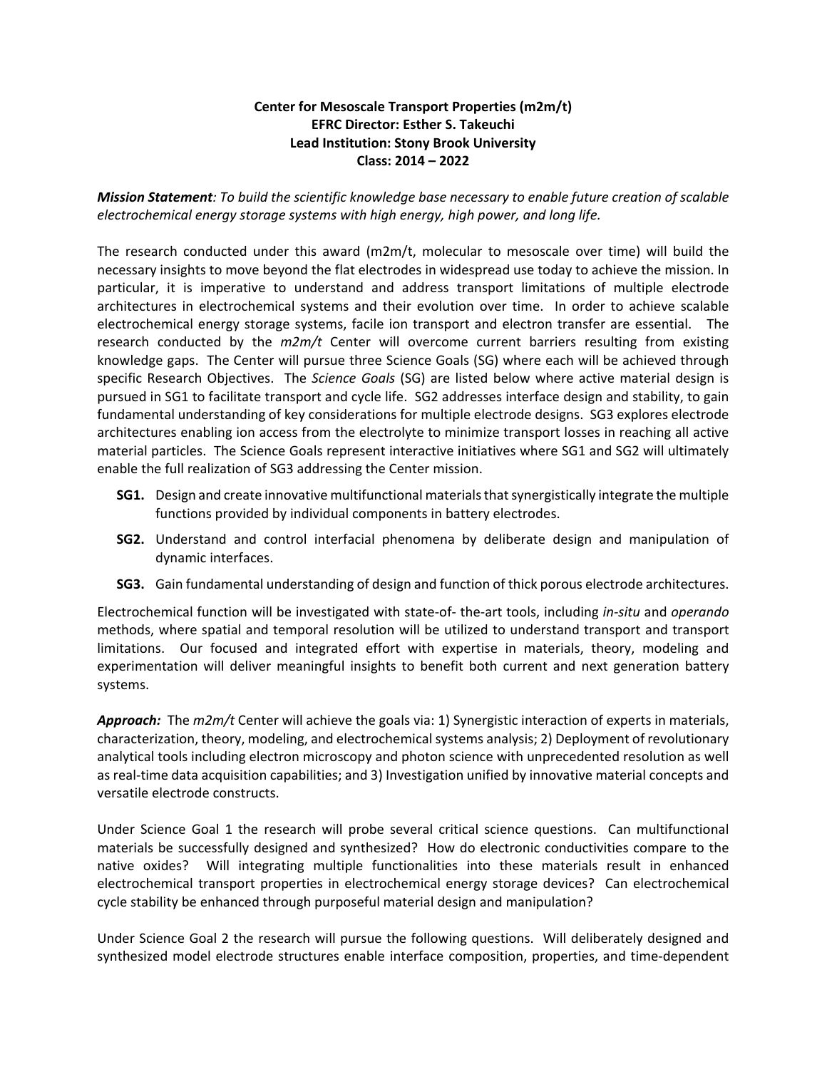**Center for Mesoscale Transport Properties (m2m/t)**
**EFRC Director: Esther S. Takeuchi**
**Lead Institution: Stony Brook University**
**Class: 2014 – 2022**

***Mission Statement**: To build the scientific knowledge base necessary to enable future creation of scalable electrochemical energy storage systems with high energy, high power, and long life.*

The research conducted under this award (m2m/t, molecular to mesoscale over time) will build the necessary insights to move beyond the flat electrodes in widespread use today to achieve the mission. In particular, it is imperative to understand and address transport limitations of multiple electrode architectures in electrochemical systems and their evolution over time. In order to achieve scalable electrochemical energy storage systems, facile ion transport and electron transfer are essential. The research conducted by the *m2m/t* Center will overcome current barriers resulting from existing knowledge gaps. The Center will pursue three Science Goals (SG) where each will be achieved through specific Research Objectives. The *Science Goals* (SG) are listed below where active material design is pursued in SG1 to facilitate transport and cycle life. SG2 addresses interface design and stability, to gain fundamental understanding of key considerations for multiple electrode designs. SG3 explores electrode architectures enabling ion access from the electrolyte to minimize transport losses in reaching all active material particles. The Science Goals represent interactive initiatives where SG1 and SG2 will ultimately enable the full realization of SG3 addressing the Center mission.

- **SG1.** Design and create innovative multifunctional materials that synergistically integrate the multiple functions provided by individual components in battery electrodes.
- **SG2.** Understand and control interfacial phenomena by deliberate design and manipulation of dynamic interfaces.
- **SG3.** Gain fundamental understanding of design and function of thick porous electrode architectures.

Electrochemical function will be investigated with state-of- the-art tools, including *in-situ* and *operando* methods, where spatial and temporal resolution will be utilized to understand transport and transport limitations. Our focused and integrated effort with expertise in materials, theory, modeling and experimentation will deliver meaningful insights to benefit both current and next generation battery systems.

***Approach:*** The *m2m/t* Center will achieve the goals via: 1) Synergistic interaction of experts in materials, characterization, theory, modeling, and electrochemical systems analysis; 2) Deployment of revolutionary analytical tools including electron microscopy and photon science with unprecedented resolution as well as real-time data acquisition capabilities; and 3) Investigation unified by innovative material concepts and versatile electrode constructs.

Under Science Goal 1 the research will probe several critical science questions. Can multifunctional materials be successfully designed and synthesized? How do electronic conductivities compare to the native oxides? Will integrating multiple functionalities into these materials result in enhanced electrochemical transport properties in electrochemical energy storage devices? Can electrochemical cycle stability be enhanced through purposeful material design and manipulation?

Under Science Goal 2 the research will pursue the following questions. Will deliberately designed and synthesized model electrode structures enable interface composition, properties, and time-dependent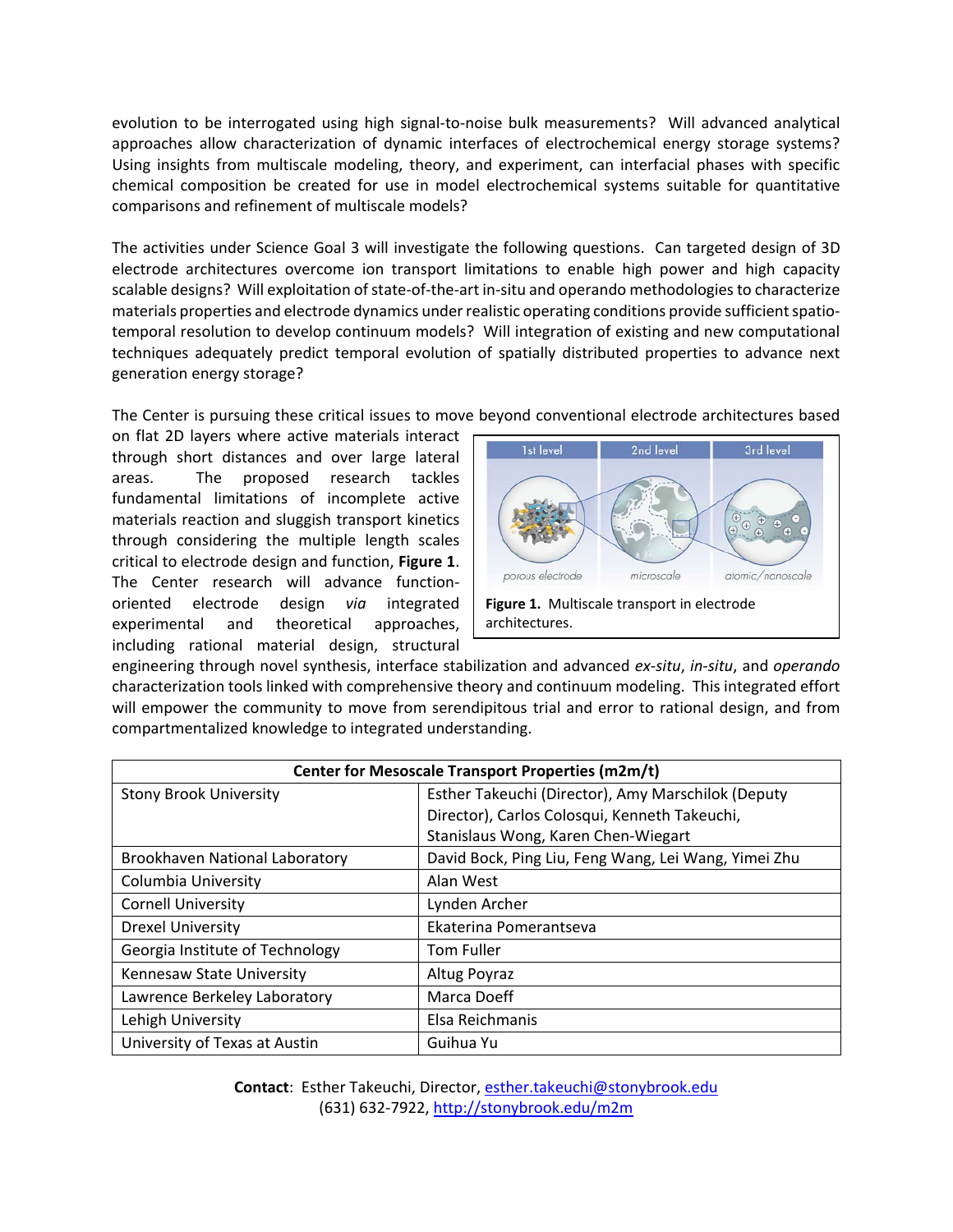evolution to be interrogated using high signal-to-noise bulk measurements? Will advanced analytical approaches allow characterization of dynamic interfaces of electrochemical energy storage systems? Using insights from multiscale modeling, theory, and experiment, can interfacial phases with specific chemical composition be created for use in model electrochemical systems suitable for quantitative comparisons and refinement of multiscale models?

The activities under Science Goal 3 will investigate the following questions. Can targeted design of 3D electrode architectures overcome ion transport limitations to enable high power and high capacity scalable designs? Will exploitation of state-of-the-art in-situ and operando methodologies to characterize materials properties and electrode dynamics under realistic operating conditions provide sufficient spatio-temporal resolution to develop continuum models? Will integration of existing and new computational techniques adequately predict temporal evolution of spatially distributed properties to advance next generation energy storage?

The Center is pursuing these critical issues to move beyond conventional electrode architectures based on flat 2D layers where active materials interact through short distances and over large lateral areas. The proposed research tackles fundamental limitations of incomplete active materials reaction and sluggish transport kinetics through considering the multiple length scales critical to electrode design and function, **Figure 1**. The Center research will advance function-oriented electrode design *via* integrated experimental and theoretical approaches, including rational material design, structural engineering through novel synthesis, interface stabilization and advanced *ex-situ*, *in-situ*, and *operando* characterization tools linked with comprehensive theory and continuum modeling. This integrated effort will empower the community to move from serendipitous trial and error to rational design, and from compartmentalized knowledge to integrated understanding.

1st level
2nd level
3rd level
porous electrode
microscale
atomic/nanoscale

**Figure 1.** Multiscale transport in electrode architectures.

| **Center for Mesoscale Transport Properties (m2m/t)** | |
|---|---|
| Stony Brook University | Esther Takeuchi (Director), Amy Marschilok (Deputy Director), Carlos Colosqui, Kenneth Takeuchi, Stanislaus Wong, Karen Chen-Wiegart |
| Brookhaven National Laboratory | David Bock, Ping Liu, Feng Wang, Lei Wang, Yimei Zhu |
| Columbia University | Alan West |
| Cornell University | Lynden Archer |
| Drexel University | Ekaterina Pomerantseva |
| Georgia Institute of Technology | Tom Fuller |
| Kennesaw State University | Altug Poyraz |
| Lawrence Berkeley Laboratory | Marca Doeff |
| Lehigh University | Elsa Reichmanis |
| University of Texas at Austin | Guihua Yu |

**Contact**: Esther Takeuchi, Director, esther.takeuchi@stonybrook.edu
(631) 632-7922, http://stonybrook.edu/m2m